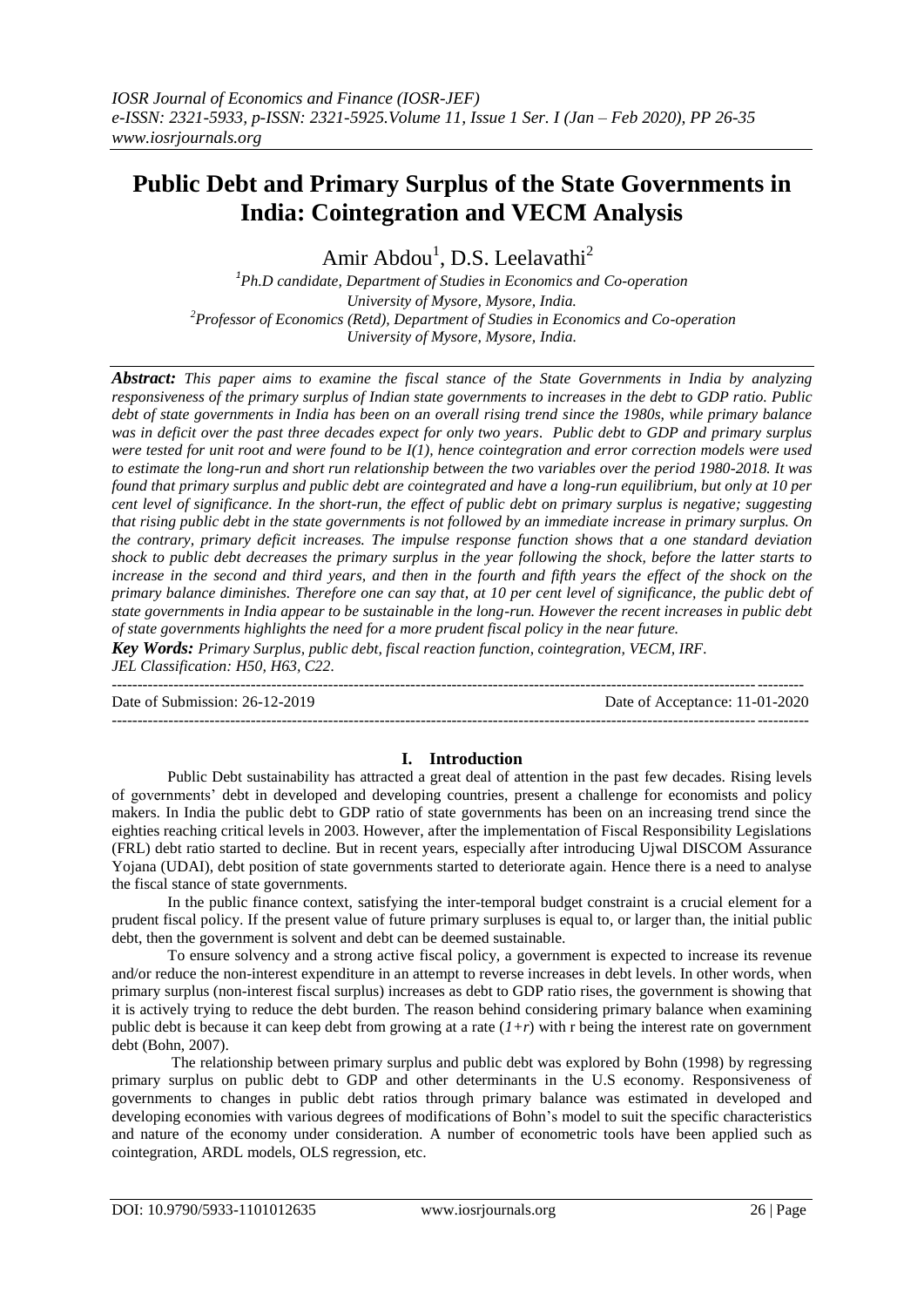# Public Debt and Primary Surplus of the State Governments in India: Cointegration and VECM Analysis

Amir Abdou[1], D.S. Leelavathi[2]

[1]*Ph.D candidate, Department of Studies in Economics and Co-operation University of Mysore, Mysore, India.*
[2]*Professor of Economics (Retd), Department of Studies in Economics and Co-operation University of Mysore, Mysore, India.*

***Abstract:*** *This paper aims to examine the fiscal stance of the State Governments in India by analyzing responsiveness of the primary surplus of Indian state governments to increases in the debt to GDP ratio. Public debt of state governments in India has been on an overall rising trend since the 1980s, while primary balance was in deficit over the past three decades expect for only two years. Public debt to GDP and primary surplus were tested for unit root and were found to be I(1), hence cointegration and error correction models were used to estimate the long-run and short run relationship between the two variables over the period 1980-2018. It was found that primary surplus and public debt are cointegrated and have a long-run equilibrium, but only at 10 per cent level of significance. In the short-run, the effect of public debt on primary surplus is negative; suggesting that rising public debt in the state governments is not followed by an immediate increase in primary surplus. On the contrary, primary deficit increases. The impulse response function shows that a one standard deviation shock to public debt decreases the primary surplus in the year following the shock, before the latter starts to increase in the second and third years, and then in the fourth and fifth years the effect of the shock on the primary balance diminishes. Therefore one can say that, at 10 per cent level of significance, the public debt of state governments in India appear to be sustainable in the long-run. However the recent increases in public debt of state governments highlights the need for a more prudent fiscal policy in the near future.*

***Key Words:*** *Primary Surplus, public debt, fiscal reaction function, cointegration, VECM, IRF.*
*JEL Classification: H50, H63, C22.*

Date of Submission: 26-12-2019 | Date of Acceptance: 11-01-2020

## I. Introduction

Public Debt sustainability has attracted a great deal of attention in the past few decades. Rising levels of governments' debt in developed and developing countries, present a challenge for economists and policy makers. In India the public debt to GDP ratio of state governments has been on an increasing trend since the eighties reaching critical levels in 2003. However, after the implementation of Fiscal Responsibility Legislations (FRL) debt ratio started to decline. But in recent years, especially after introducing Ujwal DISCOM Assurance Yojana (UDAI), debt position of state governments started to deteriorate again. Hence there is a need to analyse the fiscal stance of state governments.

In the public finance context, satisfying the inter-temporal budget constraint is a crucial element for a prudent fiscal policy. If the present value of future primary surpluses is equal to, or larger than, the initial public debt, then the government is solvent and debt can be deemed sustainable.

To ensure solvency and a strong active fiscal policy, a government is expected to increase its revenue and/or reduce the non-interest expenditure in an attempt to reverse increases in debt levels. In other words, when primary surplus (non-interest fiscal surplus) increases as debt to GDP ratio rises, the government is showing that it is actively trying to reduce the debt burden. The reason behind considering primary balance when examining public debt is because it can keep debt from growing at a rate $(1+r)$ with r being the interest rate on government debt (Bohn, 2007).

The relationship between primary surplus and public debt was explored by Bohn (1998) by regressing primary surplus on public debt to GDP and other determinants in the U.S economy. Responsiveness of governments to changes in public debt ratios through primary balance was estimated in developed and developing economies with various degrees of modifications of Bohn's model to suit the specific characteristics and nature of the economy under consideration. A number of econometric tools have been applied such as cointegration, ARDL models, OLS regression, etc.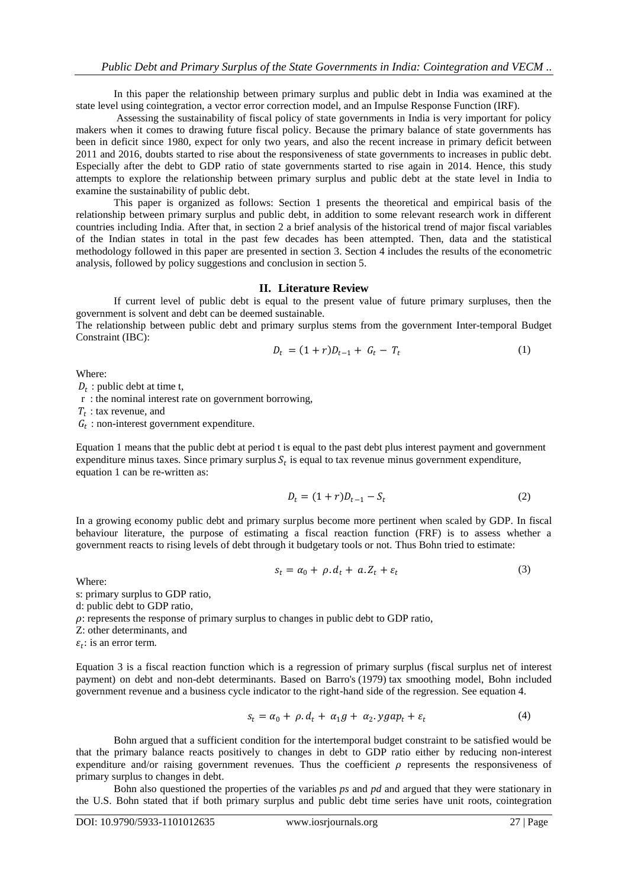In this paper the relationship between primary surplus and public debt in India was examined at the state level using cointegration, a vector error correction model, and an Impulse Response Function (IRF).

Assessing the sustainability of fiscal policy of state governments in India is very important for policy makers when it comes to drawing future fiscal policy. Because the primary balance of state governments has been in deficit since 1980, expect for only two years, and also the recent increase in primary deficit between 2011 and 2016, doubts started to rise about the responsiveness of state governments to increases in public debt. Especially after the debt to GDP ratio of state governments started to rise again in 2014. Hence, this study attempts to explore the relationship between primary surplus and public debt at the state level in India to examine the sustainability of public debt.

This paper is organized as follows: Section 1 presents the theoretical and empirical basis of the relationship between primary surplus and public debt, in addition to some relevant research work in different countries including India. After that, in section 2 a brief analysis of the historical trend of major fiscal variables of the Indian states in total in the past few decades has been attempted. Then, data and the statistical methodology followed in this paper are presented in section 3. Section 4 includes the results of the econometric analysis, followed by policy suggestions and conclusion in section 5.

## II. Literature Review

If current level of public debt is equal to the present value of future primary surpluses, then the government is solvent and debt can be deemed sustainable.

The relationship between public debt and primary surplus stems from the government Inter-temporal Budget Constraint (IBC):

$$D_t = (1+r)D_{t-1} + G_t - T_t \tag{1}$$

Where:

$D_t$ : public debt at time t,

r : the nominal interest rate on government borrowing,

$T_t$ : tax revenue, and

$G_t$ : non-interest government expenditure.

Equation 1 means that the public debt at period t is equal to the past debt plus interest payment and government expenditure minus taxes. Since primary surplus $S_t$ is equal to tax revenue minus government expenditure, equation 1 can be re-written as:

$$D_t = (1+r)D_{t-1} - S_t \tag{2}$$

In a growing economy public debt and primary surplus become more pertinent when scaled by GDP. In fiscal behaviour literature, the purpose of estimating a fiscal reaction function (FRF) is to assess whether a government reacts to rising levels of debt through it budgetary tools or not. Thus Bohn tried to estimate:

$$s_t = \alpha_0 + \rho . d_t + a . Z_t + \varepsilon_t \tag{3}$$

Where:

s: primary surplus to GDP ratio,

d: public debt to GDP ratio,

$\rho$: represents the response of primary surplus to changes in public debt to GDP ratio,

Z: other determinants, and

$\varepsilon_t$: is an error term.

Equation 3 is a fiscal reaction function which is a regression of primary surplus (fiscal surplus net of interest payment) on debt and non-debt determinants. Based on Barro's (1979) tax smoothing model, Bohn included government revenue and a business cycle indicator to the right-hand side of the regression. See equation 4.

$$s_t = \alpha_0 + \rho . d_t + \alpha_1 g + \alpha_2 . ygap_t + \varepsilon_t \tag{4}$$

Bohn argued that a sufficient condition for the intertemporal budget constraint to be satisfied would be that the primary balance reacts positively to changes in debt to GDP ratio either by reducing non-interest expenditure and/or raising government revenues. Thus the coefficient $\rho$ represents the responsiveness of primary surplus to changes in debt.

Bohn also questioned the properties of the variables *ps* and *pd* and argued that they were stationary in the U.S. Bohn stated that if both primary surplus and public debt time series have unit roots, cointegration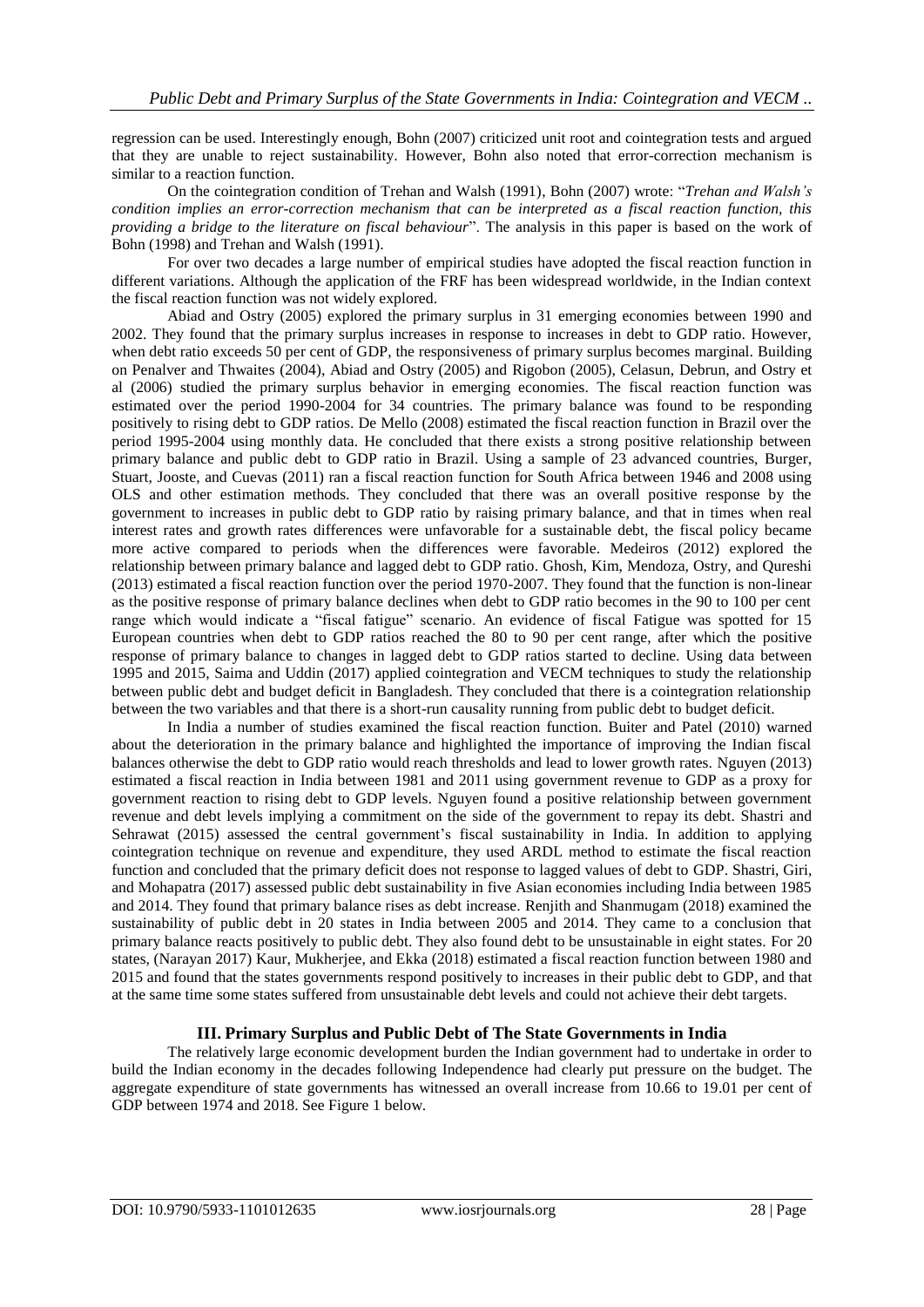regression can be used. Interestingly enough, Bohn (2007) criticized unit root and cointegration tests and argued that they are unable to reject sustainability. However, Bohn also noted that error-correction mechanism is similar to a reaction function.

On the cointegration condition of Trehan and Walsh (1991), Bohn (2007) wrote: "*Trehan and Walsh's condition implies an error-correction mechanism that can be interpreted as a fiscal reaction function, this providing a bridge to the literature on fiscal behaviour*". The analysis in this paper is based on the work of Bohn (1998) and Trehan and Walsh (1991).

For over two decades a large number of empirical studies have adopted the fiscal reaction function in different variations. Although the application of the FRF has been widespread worldwide, in the Indian context the fiscal reaction function was not widely explored.

Abiad and Ostry (2005) explored the primary surplus in 31 emerging economies between 1990 and 2002. They found that the primary surplus increases in response to increases in debt to GDP ratio. However, when debt ratio exceeds 50 per cent of GDP, the responsiveness of primary surplus becomes marginal. Building on Penalver and Thwaites (2004), Abiad and Ostry (2005) and Rigobon (2005), Celasun, Debrun, and Ostry et al (2006) studied the primary surplus behavior in emerging economies. The fiscal reaction function was estimated over the period 1990-2004 for 34 countries. The primary balance was found to be responding positively to rising debt to GDP ratios. De Mello (2008) estimated the fiscal reaction function in Brazil over the period 1995-2004 using monthly data. He concluded that there exists a strong positive relationship between primary balance and public debt to GDP ratio in Brazil. Using a sample of 23 advanced countries, Burger, Stuart, Jooste, and Cuevas (2011) ran a fiscal reaction function for South Africa between 1946 and 2008 using OLS and other estimation methods. They concluded that there was an overall positive response by the government to increases in public debt to GDP ratio by raising primary balance, and that in times when real interest rates and growth rates differences were unfavorable for a sustainable debt, the fiscal policy became more active compared to periods when the differences were favorable. Medeiros (2012) explored the relationship between primary balance and lagged debt to GDP ratio. Ghosh, Kim, Mendoza, Ostry, and Qureshi (2013) estimated a fiscal reaction function over the period 1970-2007. They found that the function is non-linear as the positive response of primary balance declines when debt to GDP ratio becomes in the 90 to 100 per cent range which would indicate a "fiscal fatigue" scenario. An evidence of fiscal Fatigue was spotted for 15 European countries when debt to GDP ratios reached the 80 to 90 per cent range, after which the positive response of primary balance to changes in lagged debt to GDP ratios started to decline. Using data between 1995 and 2015, Saima and Uddin (2017) applied cointegration and VECM techniques to study the relationship between public debt and budget deficit in Bangladesh. They concluded that there is a cointegration relationship between the two variables and that there is a short-run causality running from public debt to budget deficit.

In India a number of studies examined the fiscal reaction function. Buiter and Patel (2010) warned about the deterioration in the primary balance and highlighted the importance of improving the Indian fiscal balances otherwise the debt to GDP ratio would reach thresholds and lead to lower growth rates. Nguyen (2013) estimated a fiscal reaction in India between 1981 and 2011 using government revenue to GDP as a proxy for government reaction to rising debt to GDP levels. Nguyen found a positive relationship between government revenue and debt levels implying a commitment on the side of the government to repay its debt. Shastri and Sehrawat (2015) assessed the central government's fiscal sustainability in India. In addition to applying cointegration technique on revenue and expenditure, they used ARDL method to estimate the fiscal reaction function and concluded that the primary deficit does not response to lagged values of debt to GDP. Shastri, Giri, and Mohapatra (2017) assessed public debt sustainability in five Asian economies including India between 1985 and 2014. They found that primary balance rises as debt increase. Renjith and Shanmugam (2018) examined the sustainability of public debt in 20 states in India between 2005 and 2014. They came to a conclusion that primary balance reacts positively to public debt. They also found debt to be unsustainable in eight states. For 20 states, (Narayan 2017) Kaur, Mukherjee, and Ekka (2018) estimated a fiscal reaction function between 1980 and 2015 and found that the states governments respond positively to increases in their public debt to GDP, and that at the same time some states suffered from unsustainable debt levels and could not achieve their debt targets.

## III. Primary Surplus and Public Debt of The State Governments in India

The relatively large economic development burden the Indian government had to undertake in order to build the Indian economy in the decades following Independence had clearly put pressure on the budget. The aggregate expenditure of state governments has witnessed an overall increase from 10.66 to 19.01 per cent of GDP between 1974 and 2018. See Figure 1 below.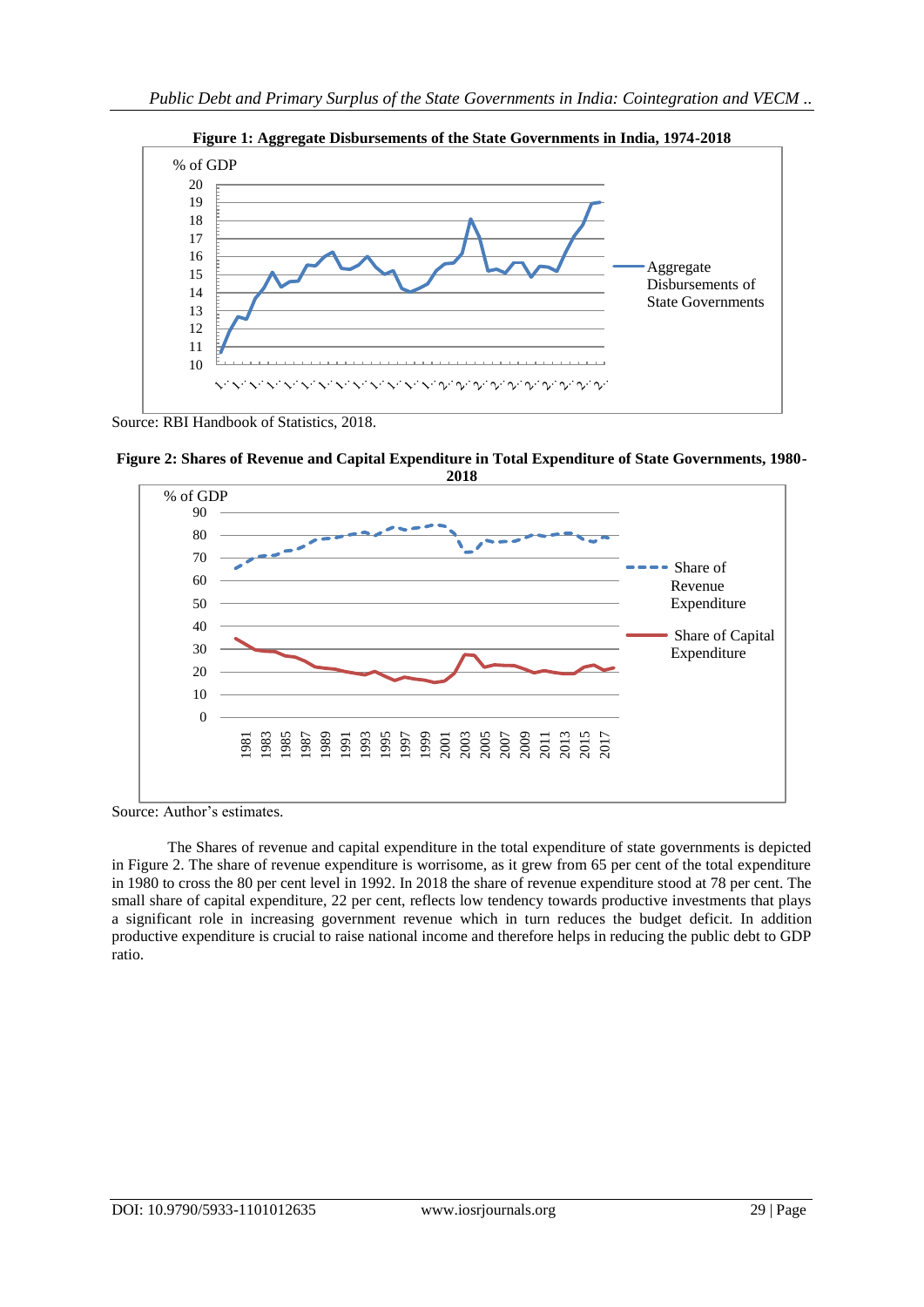**Figure 1: Aggregate Disbursements of the State Governments in India, 1974-2018**

Source: RBI Handbook of Statistics, 2018.

**Figure 2: Shares of Revenue and Capital Expenditure in Total Expenditure of State Governments, 1980-2018**

Source: Author's estimates.

The Shares of revenue and capital expenditure in the total expenditure of state governments is depicted in Figure 2. The share of revenue expenditure is worrisome, as it grew from 65 per cent of the total expenditure in 1980 to cross the 80 per cent level in 1992. In 2018 the share of revenue expenditure stood at 78 per cent. The small share of capital expenditure, 22 per cent, reflects low tendency towards productive investments that plays a significant role in increasing government revenue which in turn reduces the budget deficit. In addition productive expenditure is crucial to raise national income and therefore helps in reducing the public debt to GDP ratio.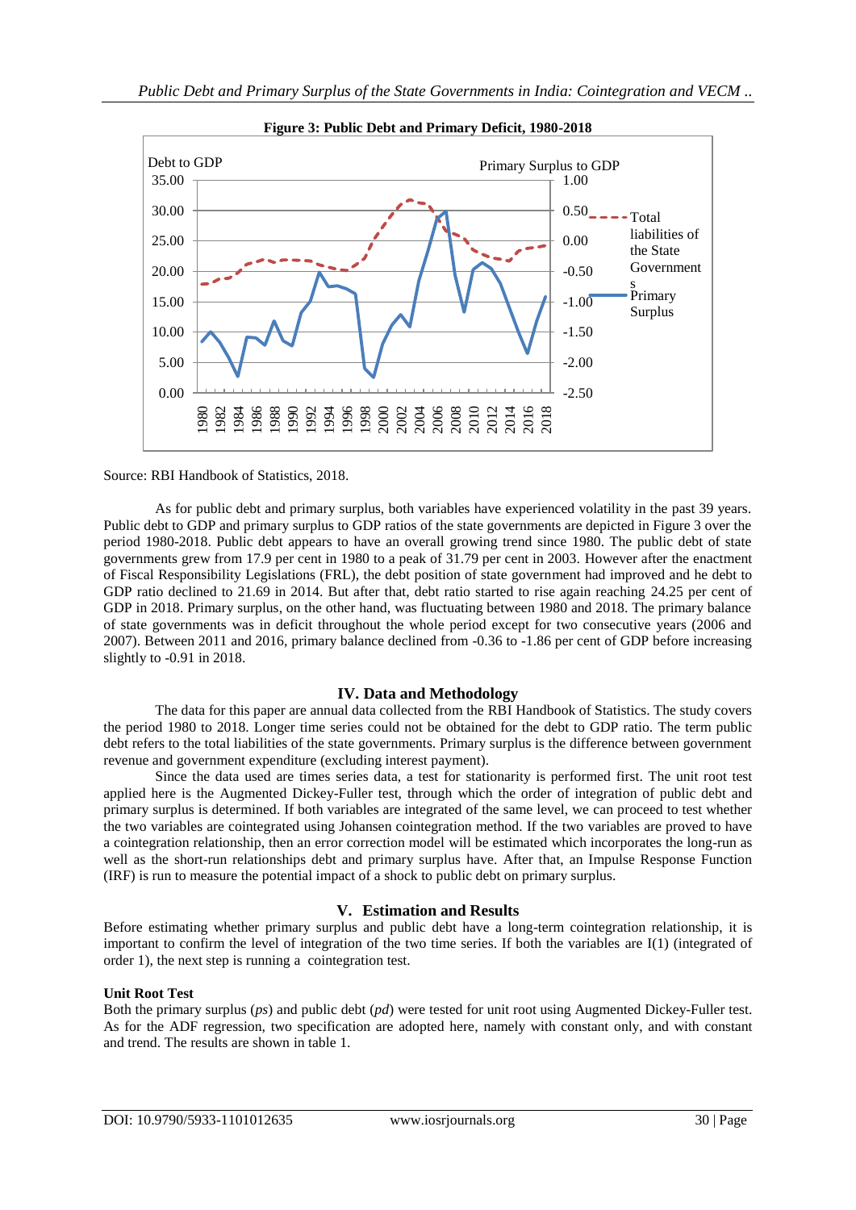**Figure 3: Public Debt and Primary Deficit, 1980-2018**

Source: RBI Handbook of Statistics, 2018.

As for public debt and primary surplus, both variables have experienced volatility in the past 39 years. Public debt to GDP and primary surplus to GDP ratios of the state governments are depicted in Figure 3 over the period 1980-2018. Public debt appears to have an overall growing trend since 1980. The public debt of state governments grew from 17.9 per cent in 1980 to a peak of 31.79 per cent in 2003. However after the enactment of Fiscal Responsibility Legislations (FRL), the debt position of state government had improved and he debt to GDP ratio declined to 21.69 in 2014. But after that, debt ratio started to rise again reaching 24.25 per cent of GDP in 2018. Primary surplus, on the other hand, was fluctuating between 1980 and 2018. The primary balance of state governments was in deficit throughout the whole period except for two consecutive years (2006 and 2007). Between 2011 and 2016, primary balance declined from -0.36 to -1.86 per cent of GDP before increasing slightly to -0.91 in 2018.

## IV. Data and Methodology

The data for this paper are annual data collected from the RBI Handbook of Statistics. The study covers the period 1980 to 2018. Longer time series could not be obtained for the debt to GDP ratio. The term public debt refers to the total liabilities of the state governments. Primary surplus is the difference between government revenue and government expenditure (excluding interest payment).

Since the data used are times series data, a test for stationarity is performed first. The unit root test applied here is the Augmented Dickey-Fuller test, through which the order of integration of public debt and primary surplus is determined. If both variables are integrated of the same level, we can proceed to test whether the two variables are cointegrated using Johansen cointegration method. If the two variables are proved to have a cointegration relationship, then an error correction model will be estimated which incorporates the long-run as well as the short-run relationships debt and primary surplus have. After that, an Impulse Response Function (IRF) is run to measure the potential impact of a shock to public debt on primary surplus.

## V. Estimation and Results

Before estimating whether primary surplus and public debt have a long-term cointegration relationship, it is important to confirm the level of integration of the two time series. If both the variables are I(1) (integrated of order 1), the next step is running a cointegration test.

**Unit Root Test**

Both the primary surplus (*ps*) and public debt (*pd*) were tested for unit root using Augmented Dickey-Fuller test. As for the ADF regression, two specification are adopted here, namely with constant only, and with constant and trend. The results are shown in table 1.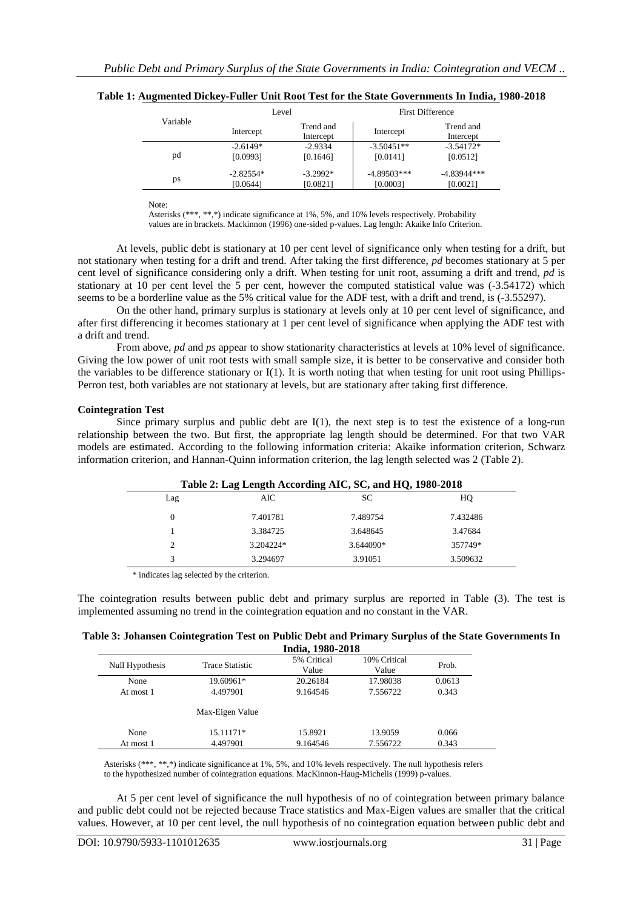**Table 1: Augmented Dickey-Fuller Unit Root Test for the State Governments In India, 1980-2018**

| Variable | Level | | First Difference | |
|---|---|---|---|---|
| | Intercept | Trend and Intercept | Intercept | Trend and Intercept |
| pd | -2.6149* [0.0993] | -2.9334 [0.1646] | -3.50451** [0.0141] | -3.54172* [0.0512] |
| ps | -2.82554* [0.0644] | -3.2992* [0.0821] | -4.89503*** [0.0003] | -4.83944*** [0.0021] |

Note:

Asterisks (***, **,*) indicate significance at 1%, 5%, and 10% levels respectively. Probability values are in brackets. Mackinnon (1996) one-sided p-values. Lag length: Akaike Info Criterion.

At levels, public debt is stationary at 10 per cent level of significance only when testing for a drift, but not stationary when testing for a drift and trend. After taking the first difference, *pd* becomes stationary at 5 per cent level of significance considering only a drift. When testing for unit root, assuming a drift and trend, *pd* is stationary at 10 per cent level the 5 per cent, however the computed statistical value was (-3.54172) which seems to be a borderline value as the 5% critical value for the ADF test, with a drift and trend, is (-3.55297).

On the other hand, primary surplus is stationary at levels only at 10 per cent level of significance, and after first differencing it becomes stationary at 1 per cent level of significance when applying the ADF test with a drift and trend.

From above, *pd* and *ps* appear to show stationarity characteristics at levels at 10% level of significance. Giving the low power of unit root tests with small sample size, it is better to be conservative and consider both the variables to be difference stationary or I(1). It is worth noting that when testing for unit root using Phillips-Perron test, both variables are not stationary at levels, but are stationary after taking first difference.

**Cointegration Test**

Since primary surplus and public debt are I(1), the next step is to test the existence of a long-run relationship between the two. But first, the appropriate lag length should be determined. For that two VAR models are estimated. According to the following information criteria: Akaike information criterion, Schwarz information criterion, and Hannan-Quinn information criterion, the lag length selected was 2 (Table 2).

**Table 2: Lag Length According AIC, SC, and HQ, 1980-2018**

| Lag | AIC | SC | HQ |
|---|---|---|---|
| 0 | 7.401781 | 7.489754 | 7.432486 |
| 1 | 3.384725 | 3.648645 | 3.47684 |
| 2 | 3.204224* | 3.644090* | 357749* |
| 3 | 3.294697 | 3.91051 | 3.509632 |

\* indicates lag selected by the criterion.

The cointegration results between public debt and primary surplus are reported in Table (3). The test is implemented assuming no trend in the cointegration equation and no constant in the VAR.

**Table 3: Johansen Cointegration Test on Public Debt and Primary Surplus of the State Governments In India, 1980-2018**

| Null Hypothesis | Trace Statistic | 5% Critical Value | 10% Critical Value | Prob. |
|---|---|---|---|---|
| None | 19.60961* | 20.26184 | 17.98038 | 0.0613 |
| At most 1 | 4.497901 | 9.164546 | 7.556722 | 0.343 |
| | Max-Eigen Value | | | |
| None | 15.11171* | 15.8921 | 13.9059 | 0.066 |
| At most 1 | 4.497901 | 9.164546 | 7.556722 | 0.343 |

Asterisks (***, **,*) indicate significance at 1%, 5%, and 10% levels respectively. The null hypothesis refers to the hypothesized number of cointegration equations. MacKinnon-Haug-Michelis (1999) p-values.

At 5 per cent level of significance the null hypothesis of no of cointegration between primary balance and public debt could not be rejected because Trace statistics and Max-Eigen values are smaller that the critical values. However, at 10 per cent level, the null hypothesis of no cointegration equation between public debt and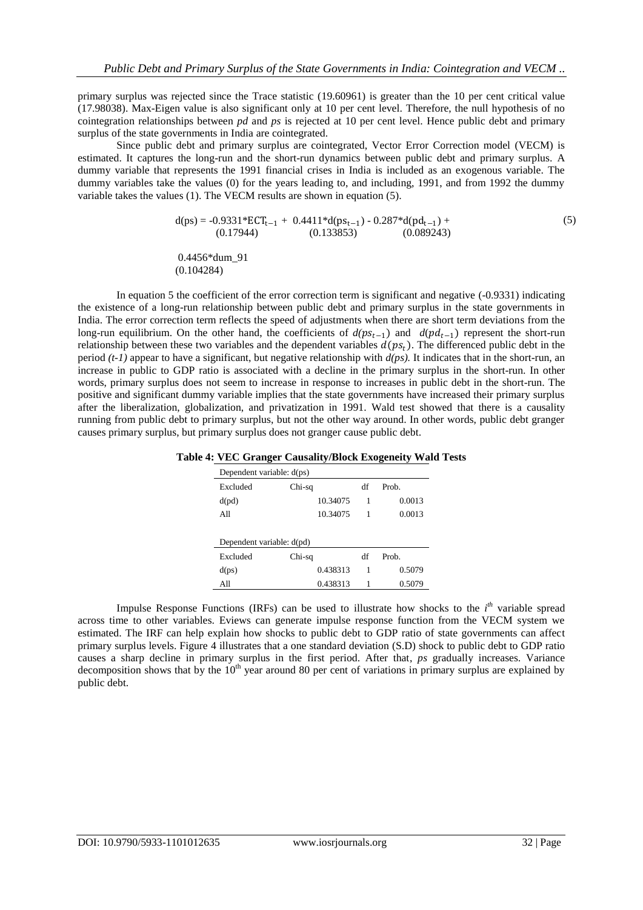primary surplus was rejected since the Trace statistic (19.60961) is greater than the 10 per cent critical value (17.98038). Max-Eigen value is also significant only at 10 per cent level. Therefore, the null hypothesis of no cointegration relationships between *pd* and *ps* is rejected at 10 per cent level. Hence public debt and primary surplus of the state governments in India are cointegrated.

Since public debt and primary surplus are cointegrated, Vector Error Correction model (VECM) is estimated. It captures the long-run and the short-run dynamics between public debt and primary surplus. A dummy variable that represents the 1991 financial crises in India is included as an exogenous variable. The dummy variables take the values (0) for the years leading to, and including, 1991, and from 1992 the dummy variable takes the values (1). The VECM results are shown in equation (5).

$$\underset{}{d(ps)} = \underset{(0.17944)}{-0.9331*ECT_{t-1}} + \underset{(0.133853)}{0.4411*d(ps_{t-1})} - \underset{(0.089243)}{0.287*d(pd_{t-1})} + \underset{(0.104284)}{0.4456*dum\_91} \tag{5}$$

In equation 5 the coefficient of the error correction term is significant and negative (-0.9331) indicating the existence of a long-run relationship between public debt and primary surplus in the state governments in India. The error correction term reflects the speed of adjustments when there are short term deviations from the long-run equilibrium. On the other hand, the coefficients of $d(ps_{t-1})$ and $d(pd_{t-1})$ represent the short-run relationship between these two variables and the dependent variables $d(ps_t)$. The differenced public debt in the period *(t-1)* appear to have a significant, but negative relationship with *d(ps).* It indicates that in the short-run, an increase in public to GDP ratio is associated with a decline in the primary surplus in the short-run. In other words, primary surplus does not seem to increase in response to increases in public debt in the short-run. The positive and significant dummy variable implies that the state governments have increased their primary surplus after the liberalization, globalization, and privatization in 1991. Wald test showed that there is a causality running from public debt to primary surplus, but not the other way around. In other words, public debt granger causes primary surplus, but primary surplus does not granger cause public debt.

**Table 4: VEC Granger Causality/Block Exogeneity Wald Tests**

| Dependent variable: d(ps) | | | |
|---|---|---|---|
| Excluded | Chi-sq | df | Prob. |
| d(pd) | 10.34075 | 1 | 0.0013 |
| All | 10.34075 | 1 | 0.0013 |
| **Dependent variable: d(pd)** | | | |
| Excluded | Chi-sq | df | Prob. |
| d(ps) | 0.438313 | 1 | 0.5079 |
| All | 0.438313 | 1 | 0.5079 |

Impulse Response Functions (IRFs) can be used to illustrate how shocks to the $i^{th}$ variable spread across time to other variables. Eviews can generate impulse response function from the VECM system we estimated. The IRF can help explain how shocks to public debt to GDP ratio of state governments can affect primary surplus levels. Figure 4 illustrates that a one standard deviation (S.D) shock to public debt to GDP ratio causes a sharp decline in primary surplus in the first period. After that, *ps* gradually increases. Variance decomposition shows that by the $10^{th}$ year around 80 per cent of variations in primary surplus are explained by public debt.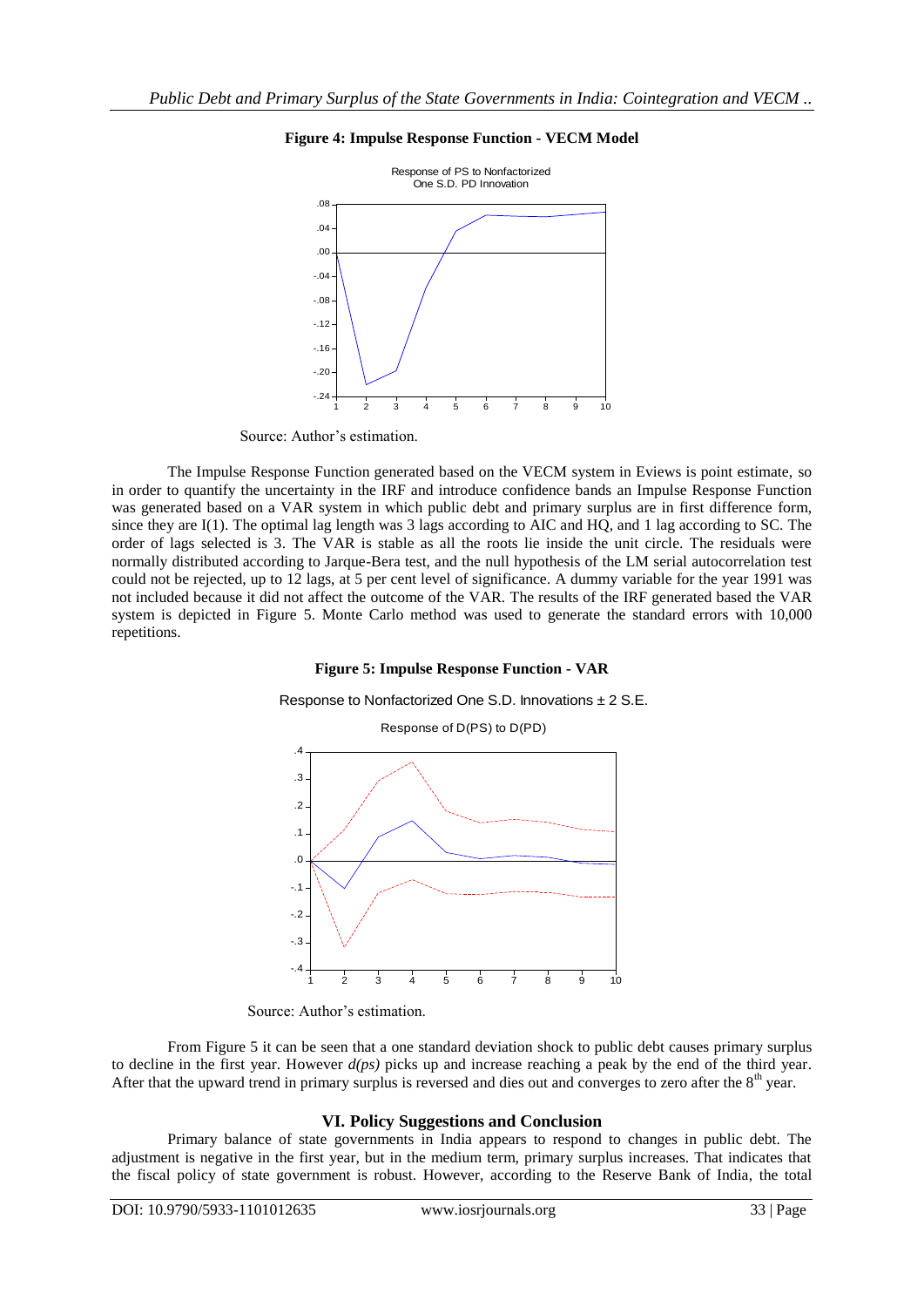**Figure 4: Impulse Response Function - VECM Model**

Source: Author's estimation.

The Impulse Response Function generated based on the VECM system in Eviews is point estimate, so in order to quantify the uncertainty in the IRF and introduce confidence bands an Impulse Response Function was generated based on a VAR system in which public debt and primary surplus are in first difference form, since they are I(1). The optimal lag length was 3 lags according to AIC and HQ, and 1 lag according to SC. The order of lags selected is 3. The VAR is stable as all the roots lie inside the unit circle. The residuals were normally distributed according to Jarque-Bera test, and the null hypothesis of the LM serial autocorrelation test could not be rejected, up to 12 lags, at 5 per cent level of significance. A dummy variable for the year 1991 was not included because it did not affect the outcome of the VAR. The results of the IRF generated based the VAR system is depicted in Figure 5. Monte Carlo method was used to generate the standard errors with 10,000 repetitions.

**Figure 5: Impulse Response Function - VAR**

Source: Author's estimation.

From Figure 5 it can be seen that a one standard deviation shock to public debt causes primary surplus to decline in the first year. However *d(ps)* picks up and increase reaching a peak by the end of the third year. After that the upward trend in primary surplus is reversed and dies out and converges to zero after the 8th year.

## VI. Policy Suggestions and Conclusion

Primary balance of state governments in India appears to respond to changes in public debt. The adjustment is negative in the first year, but in the medium term, primary surplus increases. That indicates that the fiscal policy of state government is robust. However, according to the Reserve Bank of India, the total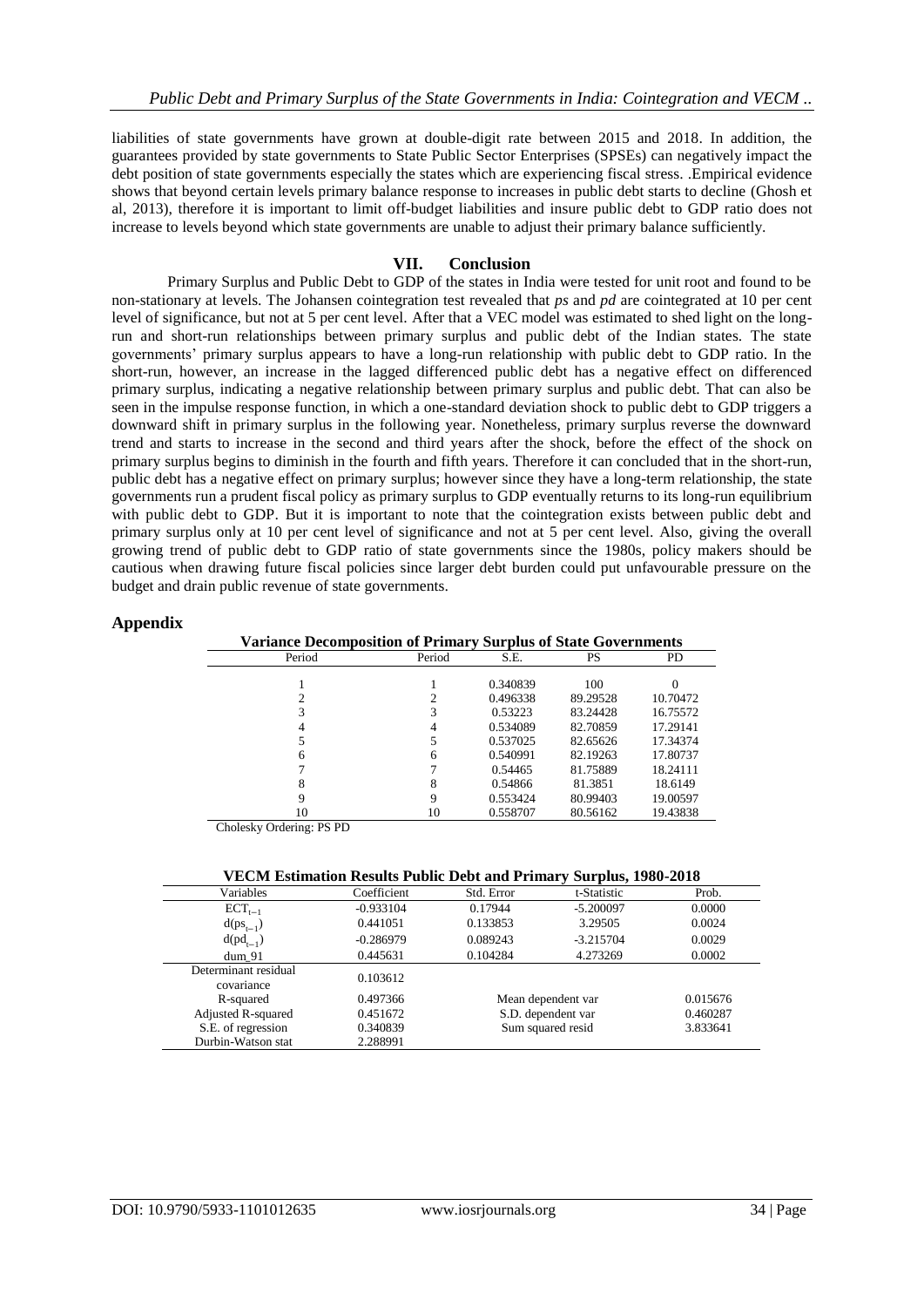liabilities of state governments have grown at double-digit rate between 2015 and 2018. In addition, the guarantees provided by state governments to State Public Sector Enterprises (SPSEs) can negatively impact the debt position of state governments especially the states which are experiencing fiscal stress. .Empirical evidence shows that beyond certain levels primary balance response to increases in public debt starts to decline (Ghosh et al, 2013), therefore it is important to limit off-budget liabilities and insure public debt to GDP ratio does not increase to levels beyond which state governments are unable to adjust their primary balance sufficiently.

## VII. Conclusion

Primary Surplus and Public Debt to GDP of the states in India were tested for unit root and found to be non-stationary at levels. The Johansen cointegration test revealed that *ps* and *pd* are cointegrated at 10 per cent level of significance, but not at 5 per cent level. After that a VEC model was estimated to shed light on the long-run and short-run relationships between primary surplus and public debt of the Indian states. The state governments' primary surplus appears to have a long-run relationship with public debt to GDP ratio. In the short-run, however, an increase in the lagged differenced public debt has a negative effect on differenced primary surplus, indicating a negative relationship between primary surplus and public debt. That can also be seen in the impulse response function, in which a one-standard deviation shock to public debt to GDP triggers a downward shift in primary surplus in the following year. Nonetheless, primary surplus reverse the downward trend and starts to increase in the second and third years after the shock, before the effect of the shock on primary surplus begins to diminish in the fourth and fifth years. Therefore it can concluded that in the short-run, public debt has a negative effect on primary surplus; however since they have a long-term relationship, the state governments run a prudent fiscal policy as primary surplus to GDP eventually returns to its long-run equilibrium with public debt to GDP. But it is important to note that the cointegration exists between public debt and primary surplus only at 10 per cent level of significance and not at 5 per cent level. Also, giving the overall growing trend of public debt to GDP ratio of state governments since the 1980s, policy makers should be cautious when drawing future fiscal policies since larger debt burden could put unfavourable pressure on the budget and drain public revenue of state governments.

## Appendix

**Variance Decomposition of Primary Surplus of State Governments**

| Period | Period | S.E. | PS | PD |
|---|---|---|---|---|
| 1 | 1 | 0.340839 | 100 | 0 |
| 2 | 2 | 0.496338 | 89.29528 | 10.70472 |
| 3 | 3 | 0.53223 | 83.24428 | 16.75572 |
| 4 | 4 | 0.534089 | 82.70859 | 17.29141 |
| 5 | 5 | 0.537025 | 82.65626 | 17.34374 |
| 6 | 6 | 0.540991 | 82.19263 | 17.80737 |
| 7 | 7 | 0.54465 | 81.75889 | 18.24111 |
| 8 | 8 | 0.54866 | 81.3851 | 18.6149 |
| 9 | 9 | 0.553424 | 80.99403 | 19.00597 |
| 10 | 10 | 0.558707 | 80.56162 | 19.43838 |

Cholesky Ordering: PS PD

**VECM Estimation Results Public Debt and Primary Surplus, 1980-2018**

| Variables | Coefficient | Std. Error | t-Statistic | Prob. |
|---|---|---|---|---|
| $ECT_{t-1}$ | -0.933104 | 0.17944 | -5.200097 | 0.0000 |
| $d(ps_{t-1})$ | 0.441051 | 0.133853 | 3.29505 | 0.0024 |
| $d(pd_{t-1})$ | -0.286979 | 0.089243 | -3.215704 | 0.0029 |
| dum_91 | 0.445631 | 0.104284 | 4.273269 | 0.0002 |
| Determinant residual covariance | 0.103612 | | | |
| R-squared | 0.497366 | Mean dependent var | | 0.015676 |
| Adjusted R-squared | 0.451672 | S.D. dependent var | | 0.460287 |
| S.E. of regression | 0.340839 | Sum squared resid | | 3.833641 |
| Durbin-Watson stat | 2.288991 | | | |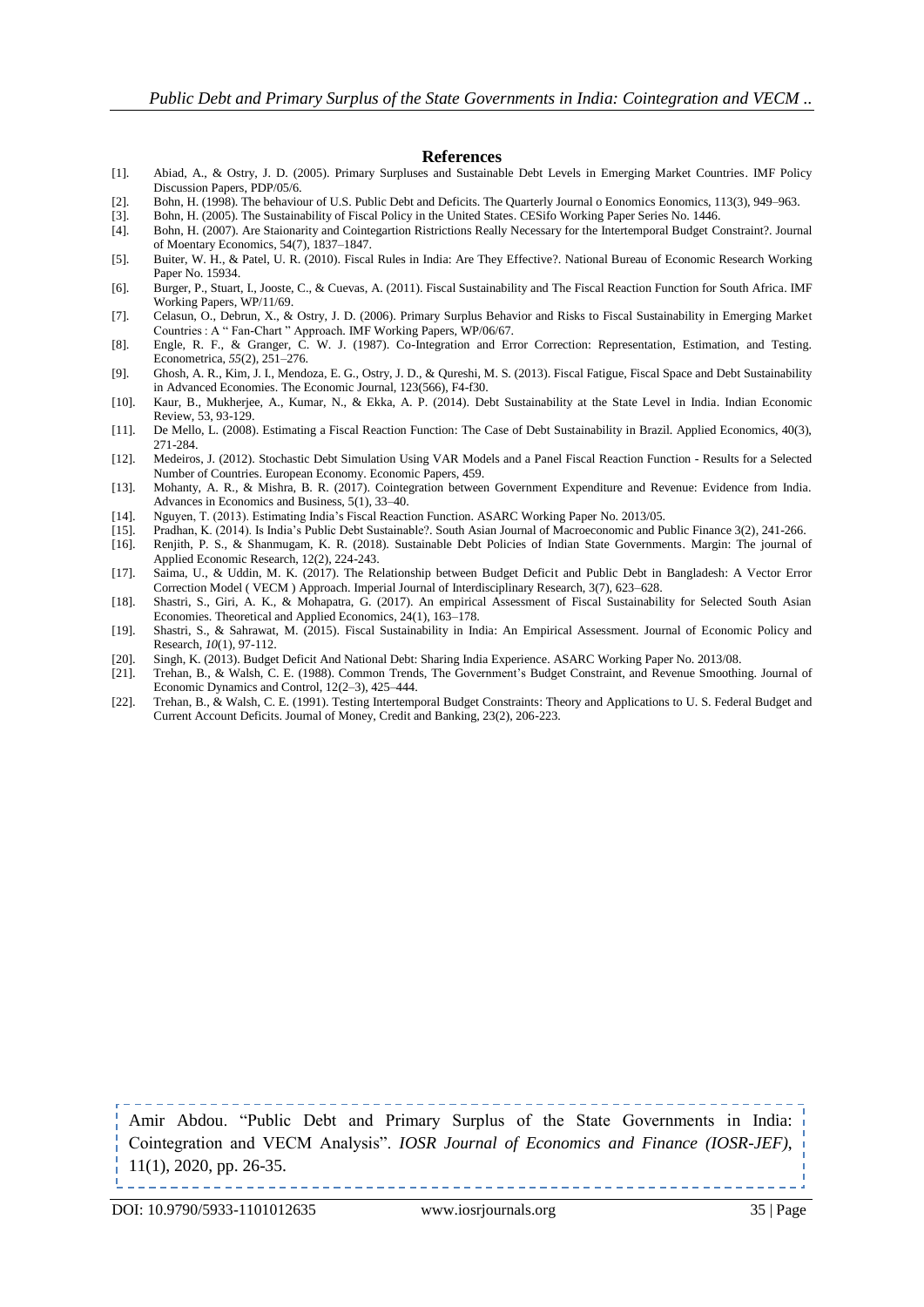## References

[1]. Abiad, A., & Ostry, J. D. (2005). Primary Surpluses and Sustainable Debt Levels in Emerging Market Countries. IMF Policy Discussion Papers, PDP/05/6.

[2]. Bohn, H. (1998). The behaviour of U.S. Public Debt and Deficits. The Quarterly Journal o Eonomics Eonomics, 113(3), 949–963.

[3]. Bohn, H. (2005). The Sustainability of Fiscal Policy in the United States. CESifo Working Paper Series No. 1446.

[4]. Bohn, H. (2007). Are Staionarity and Cointegartion Ristrictions Really Necessary for the Intertemporal Budget Constraint?. Journal of Moentary Economics, 54(7), 1837–1847.

[5]. Buiter, W. H., & Patel, U. R. (2010). Fiscal Rules in India: Are They Effective?. National Bureau of Economic Research Working Paper No. 15934.

[6]. Burger, P., Stuart, I., Jooste, C., & Cuevas, A. (2011). Fiscal Sustainability and The Fiscal Reaction Function for South Africa. IMF Working Papers, WP/11/69.

[7]. Celasun, O., Debrun, X., & Ostry, J. D. (2006). Primary Surplus Behavior and Risks to Fiscal Sustainability in Emerging Market Countries : A " Fan-Chart " Approach. IMF Working Papers, WP/06/67.

[8]. Engle, R. F., & Granger, C. W. J. (1987). Co-Integration and Error Correction: Representation, Estimation, and Testing. Econometrica, *55*(2), 251–276.

[9]. Ghosh, A. R., Kim, J. I., Mendoza, E. G., Ostry, J. D., & Qureshi, M. S. (2013). Fiscal Fatigue, Fiscal Space and Debt Sustainability in Advanced Economies. The Economic Journal, 123(566), F4-f30.

[10]. Kaur, B., Mukherjee, A., Kumar, N., & Ekka, A. P. (2014). Debt Sustainability at the State Level in India. Indian Economic Review, 53, 93-129.

[11]. De Mello, L. (2008). Estimating a Fiscal Reaction Function: The Case of Debt Sustainability in Brazil. Applied Economics, 40(3), 271-284.

[12]. Medeiros, J. (2012). Stochastic Debt Simulation Using VAR Models and a Panel Fiscal Reaction Function - Results for a Selected Number of Countries. European Economy. Economic Papers, 459.

[13]. Mohanty, A. R., & Mishra, B. R. (2017). Cointegration between Government Expenditure and Revenue: Evidence from India. Advances in Economics and Business, 5(1), 33–40.

[14]. Nguyen, T. (2013). Estimating India's Fiscal Reaction Function. ASARC Working Paper No. 2013/05.

[15]. Pradhan, K. (2014). Is India's Public Debt Sustainable?. South Asian Journal of Macroeconomic and Public Finance 3(2), 241-266.

[16]. Renjith, P. S., & Shanmugam, K. R. (2018). Sustainable Debt Policies of Indian State Governments. Margin: The journal of Applied Economic Research, 12(2), 224-243.

[17]. Saima, U., & Uddin, M. K. (2017). The Relationship between Budget Deficit and Public Debt in Bangladesh: A Vector Error Correction Model ( VECM ) Approach. Imperial Journal of Interdisciplinary Research, 3(7), 623–628.

[18]. Shastri, S., Giri, A. K., & Mohapatra, G. (2017). An empirical Assessment of Fiscal Sustainability for Selected South Asian Economies. Theoretical and Applied Economics, 24(1), 163–178.

[19]. Shastri, S., & Sahrawat, M. (2015). Fiscal Sustainability in India: An Empirical Assessment. Journal of Economic Policy and Research, *10*(1), 97-112.

[20]. Singh, K. (2013). Budget Deficit And National Debt: Sharing India Experience. ASARC Working Paper No. 2013/08.

[21]. Trehan, B., & Walsh, C. E. (1988). Common Trends, The Government's Budget Constraint, and Revenue Smoothing. Journal of Economic Dynamics and Control, 12(2–3), 425–444.

[22]. Trehan, B., & Walsh, C. E. (1991). Testing Intertemporal Budget Constraints: Theory and Applications to U. S. Federal Budget and Current Account Deficits. Journal of Money, Credit and Banking, 23(2), 206-223.

Amir Abdou. "Public Debt and Primary Surplus of the State Governments in India: Cointegration and VECM Analysis". *IOSR Journal of Economics and Finance (IOSR-JEF)*, 11(1), 2020, pp. 26-35.